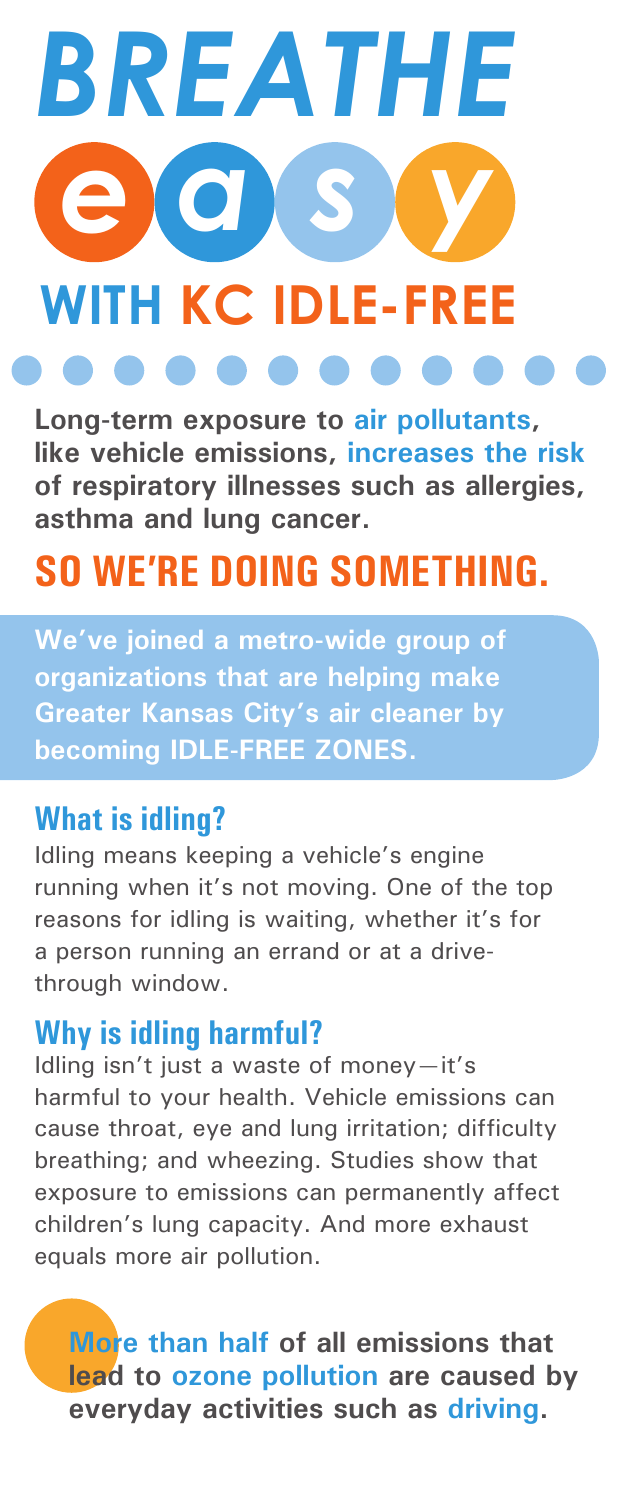# BREATHE easy WITH KC IDLE-FREE

**Long-term exposure to air pollutants, like vehicle emissions, increases the risk of respiratory illnesses such as allergies, asthma and lung cancer.**

## SO WE'RE DOING SOMETHING.

**We've joined a metro-wide group of organizations that are helping make Greater Kansas City's air cleaner by becoming IDLE-FREE ZONES.**

### What is idling?

Idling means keeping a vehicle's engine running when it's not moving. One of the top reasons for idling is waiting, whether it's for a person running an errand or at a drive-through window.

### Why is idling harmful?

Idling isn't just a waste of money—it's harmful to your health. Vehicle emissions can cause throat, eye and lung irritation; difficulty breathing; and wheezing. Studies show that exposure to emissions can permanently affect children's lung capacity. And more exhaust equals more air pollution.

**More than half of all emissions that lead to ozone pollution are caused by everyday activities such as driving.**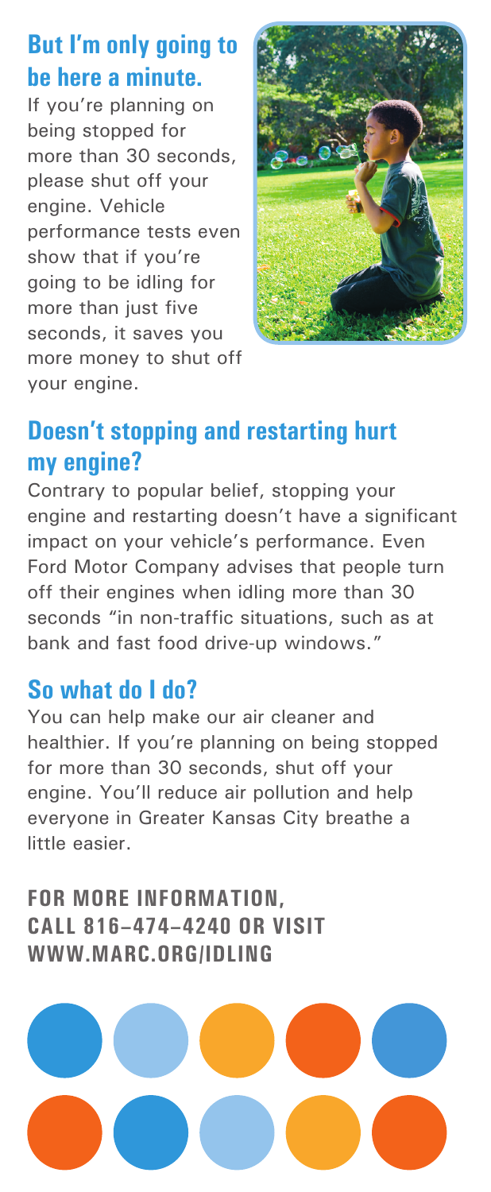## But I'm only going to be here a minute.

If you're planning on being stopped for more than 30 seconds, please shut off your engine. Vehicle performance tests even show that if you're going to be idling for more than just five seconds, it saves you more money to shut off your engine.

## Doesn't stopping and restarting hurt my engine?

Contrary to popular belief, stopping your engine and restarting doesn't have a significant impact on your vehicle's performance. Even Ford Motor Company advises that people turn off their engines when idling more than 30 seconds "in non-traffic situations, such as at bank and fast food drive-up windows."

## So what do I do?

You can help make our air cleaner and healthier. If you're planning on being stopped for more than 30 seconds, shut off your engine. You'll reduce air pollution and help everyone in Greater Kansas City breathe a little easier.

**FOR MORE INFORMATION, CALL 816-474-4240 OR VISIT WWW.MARC.ORG/IDLING**